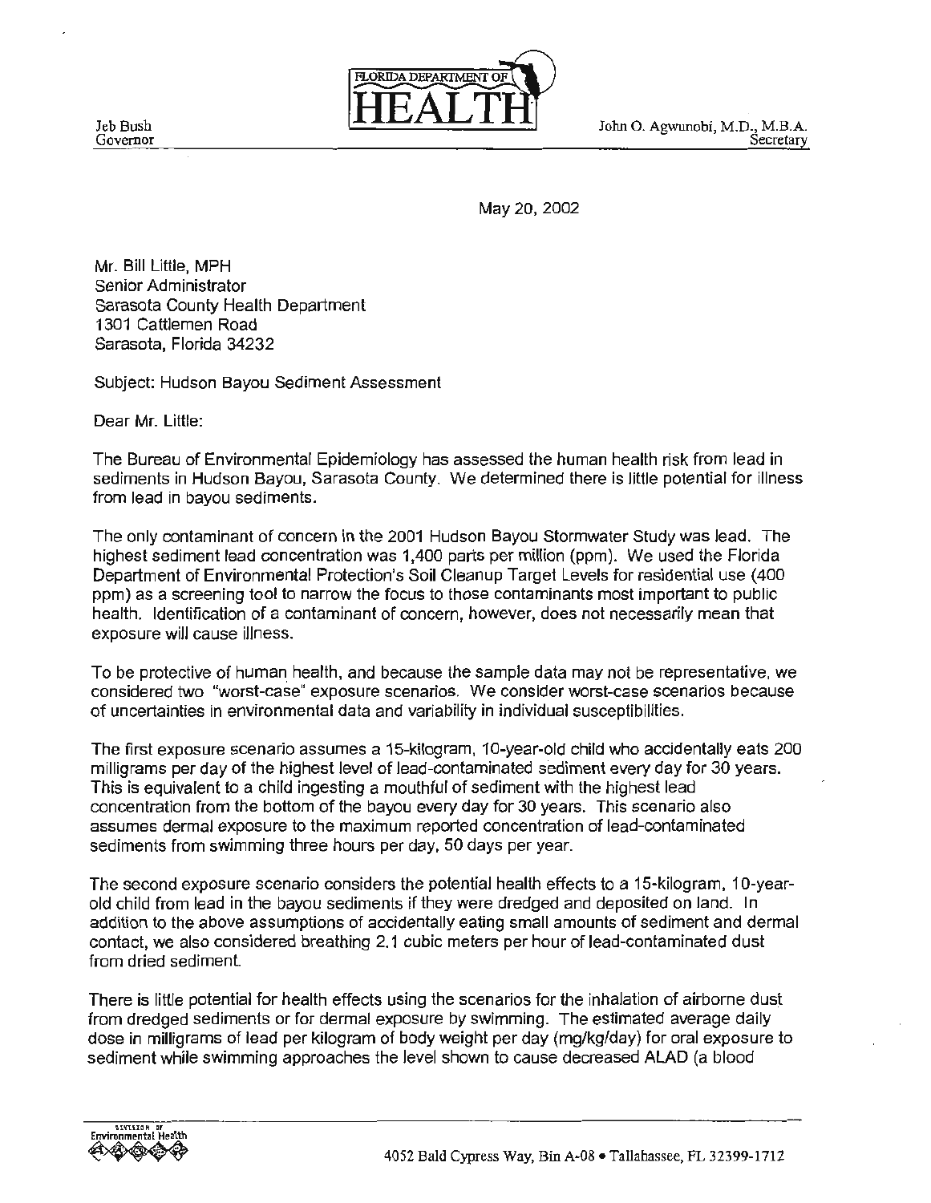FLORIDA DEPARTMENT OF

# HEALTH

Jeb Bush
Governor

John O. Agwunobi, M.D., M.B.A.
Secretary

May 20, 2002

Mr. Bill Little, MPH
Senior Administrator
Sarasota County Health Department
1301 Cattlemen Road
Sarasota, Florida 34232

Subject: Hudson Bayou Sediment Assessment

Dear Mr. Little:

The Bureau of Environmental Epidemiology has assessed the human health risk from lead in sediments in Hudson Bayou, Sarasota County. We determined there is little potential for illness from lead in bayou sediments.

The only contaminant of concern in the 2001 Hudson Bayou Stormwater Study was lead. The highest sediment lead concentration was 1,400 parts per million (ppm). We used the Florida Department of Environmental Protection's Soil Cleanup Target Levels for residential use (400 ppm) as a screening tool to narrow the focus to those contaminants most important to public health. Identification of a contaminant of concern, however, does not necessarily mean that exposure will cause illness.

To be protective of human health, and because the sample data may not be representative, we considered two "worst-case" exposure scenarios. We consider worst-case scenarios because of uncertainties in environmental data and variability in individual susceptibilities.

The first exposure scenario assumes a 15-kilogram, 10-year-old child who accidentally eats 200 milligrams per day of the highest level of lead-contaminated sediment every day for 30 years. This is equivalent to a child ingesting a mouthful of sediment with the highest lead concentration from the bottom of the bayou every day for 30 years. This scenario also assumes dermal exposure to the maximum reported concentration of lead-contaminated sediments from swimming three hours per day, 50 days per year.

The second exposure scenario considers the potential health effects to a 15-kilogram, 10-year-old child from lead in the bayou sediments if they were dredged and deposited on land. In addition to the above assumptions of accidentally eating small amounts of sediment and dermal contact, we also considered breathing 2.1 cubic meters per hour of lead-contaminated dust from dried sediment.

There is little potential for health effects using the scenarios for the inhalation of airborne dust from dredged sediments or for dermal exposure by swimming. The estimated average daily dose in milligrams of lead per kilogram of body weight per day (mg/kg/day) for oral exposure to sediment while swimming approaches the level shown to cause decreased ALAD (a blood

Division of Environmental Health

4052 Bald Cypress Way, Bin A-08 • Tallahassee, FL 32399-1712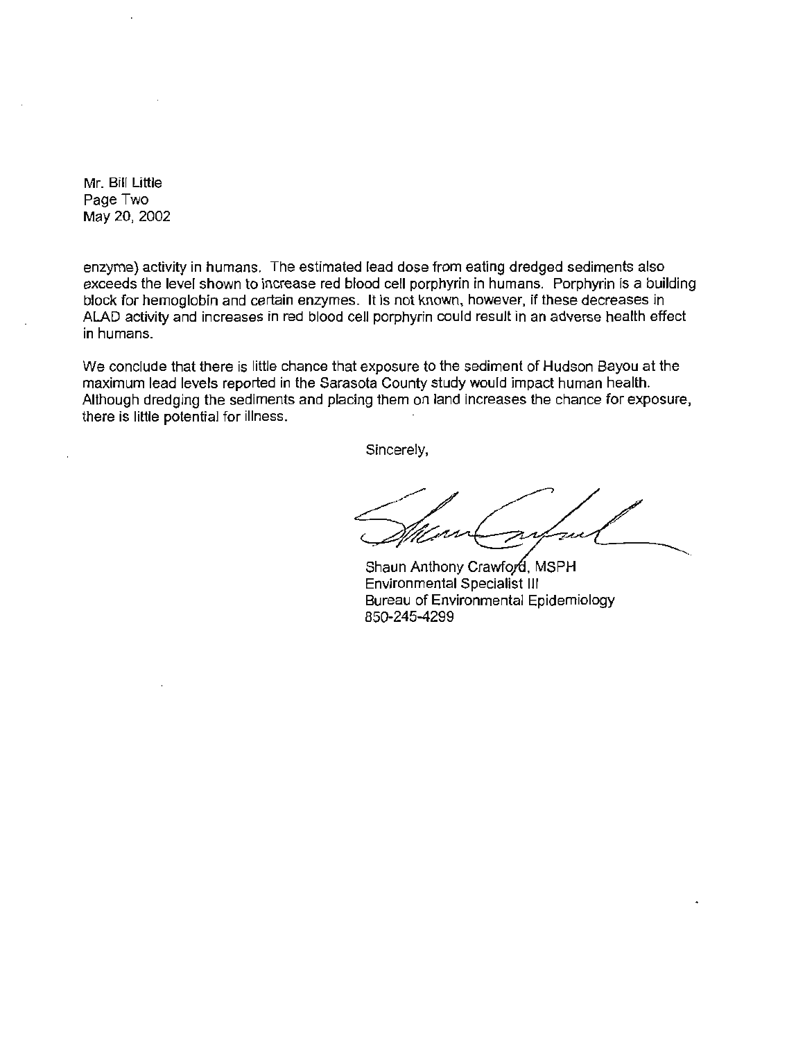Mr. Bill Little
Page Two
May 20, 2002

enzyme) activity in humans. The estimated lead dose from eating dredged sediments also exceeds the level shown to increase red blood cell porphyrin in humans. Porphyrin is a building block for hemoglobin and certain enzymes. It is not known, however, if these decreases in ALAD activity and increases in red blood cell porphyrin could result in an adverse health effect in humans.

We conclude that there is little chance that exposure to the sediment of Hudson Bayou at the maximum lead levels reported in the Sarasota County study would impact human health. Although dredging the sediments and placing them on land increases the chance for exposure, there is little potential for illness.

Sincerely,

Shaun Anthony Crawford, MSPH
Environmental Specialist III
Bureau of Environmental Epidemiology
850-245-4299